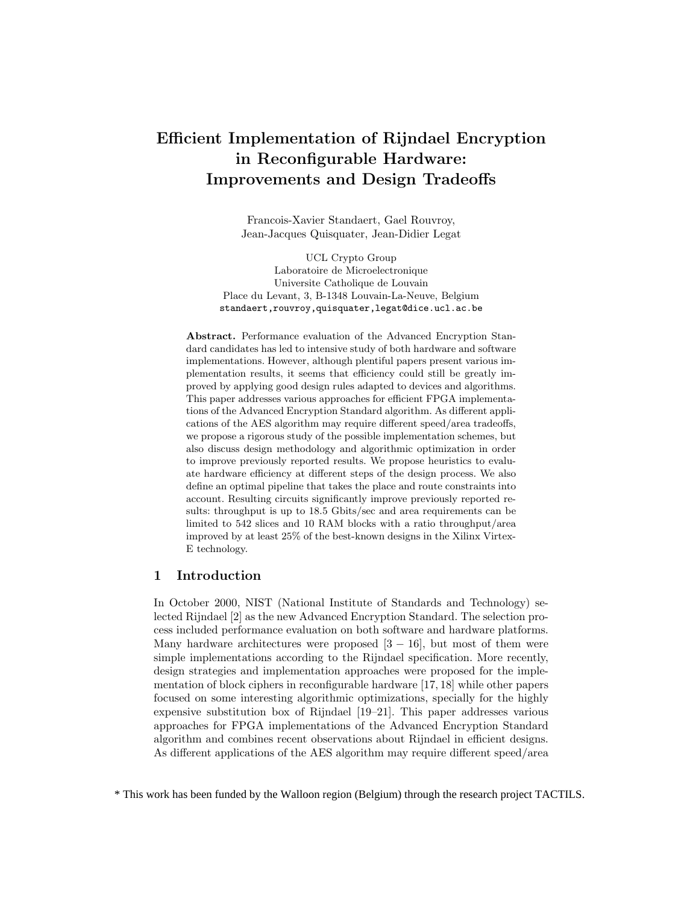# Efficient Implementation of Rijndael Encryption in Reconfigurable Hardware: Improvements and Design Tradeoffs

Francois-Xavier Standaert, Gael Rouvroy, Jean-Jacques Quisquater, Jean-Didier Legat

UCL Crypto Group
Laboratoire de Microelectronique
Universite Catholique de Louvain
Place du Levant, 3, B-1348 Louvain-La-Neuve, Belgium
standaert,rouvroy,quisquater,legat@dice.ucl.ac.be

**Abstract.** Performance evaluation of the Advanced Encryption Standard candidates has led to intensive study of both hardware and software implementations. However, although plentiful papers present various implementation results, it seems that efficiency could still be greatly improved by applying good design rules adapted to devices and algorithms. This paper addresses various approaches for efficient FPGA implementations of the Advanced Encryption Standard algorithm. As different applications of the AES algorithm may require different speed/area tradeoffs, we propose a rigorous study of the possible implementation schemes, but also discuss design methodology and algorithmic optimization in order to improve previously reported results. We propose heuristics to evaluate hardware efficiency at different steps of the design process. We also define an optimal pipeline that takes the place and route constraints into account. Resulting circuits significantly improve previously reported results: throughput is up to 18.5 Gbits/sec and area requirements can be limited to 542 slices and 10 RAM blocks with a ratio throughput/area improved by at least 25% of the best-known designs in the Xilinx Virtex-E technology.

## 1 Introduction

In October 2000, NIST (National Institute of Standards and Technology) selected Rijndael [2] as the new Advanced Encryption Standard. The selection process included performance evaluation on both software and hardware platforms. Many hardware architectures were proposed [3 − 16], but most of them were simple implementations according to the Rijndael specification. More recently, design strategies and implementation approaches were proposed for the implementation of block ciphers in reconfigurable hardware [17, 18] while other papers focused on some interesting algorithmic optimizations, specially for the highly expensive substitution box of Rijndael [19–21]. This paper addresses various approaches for FPGA implementations of the Advanced Encryption Standard algorithm and combines recent observations about Rijndael in efficient designs. As different applications of the AES algorithm may require different speed/area

\* This work has been funded by the Walloon region (Belgium) through the research project TACTILS.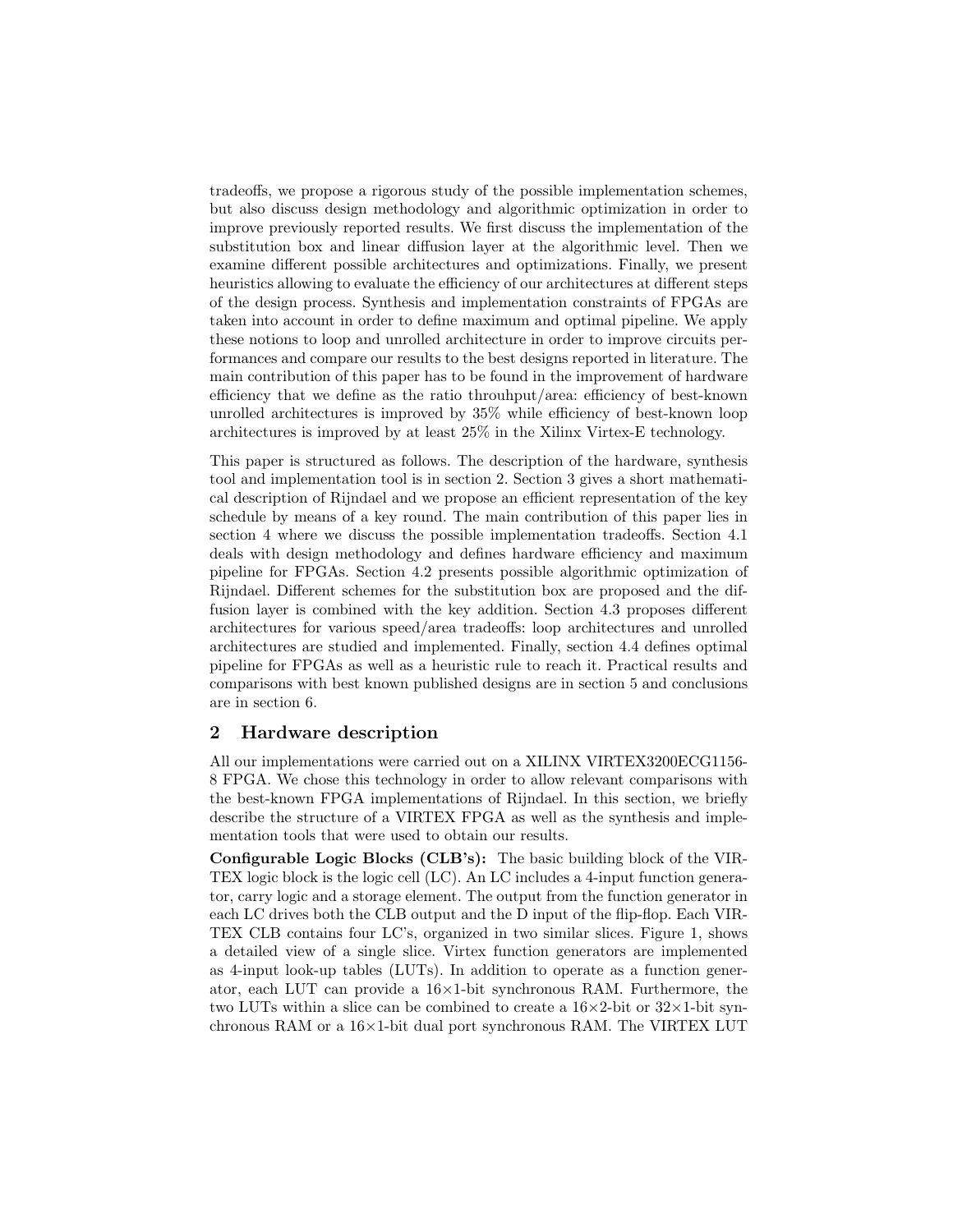tradeoffs, we propose a rigorous study of the possible implementation schemes, but also discuss design methodology and algorithmic optimization in order to improve previously reported results. We first discuss the implementation of the substitution box and linear diffusion layer at the algorithmic level. Then we examine different possible architectures and optimizations. Finally, we present heuristics allowing to evaluate the efficiency of our architectures at different steps of the design process. Synthesis and implementation constraints of FPGAs are taken into account in order to define maximum and optimal pipeline. We apply these notions to loop and unrolled architecture in order to improve circuits performances and compare our results to the best designs reported in literature. The main contribution of this paper has to be found in the improvement of hardware efficiency that we define as the ratio throuhput/area: efficiency of best-known unrolled architectures is improved by 35% while efficiency of best-known loop architectures is improved by at least 25% in the Xilinx Virtex-E technology.

This paper is structured as follows. The description of the hardware, synthesis tool and implementation tool is in section 2. Section 3 gives a short mathematical description of Rijndael and we propose an efficient representation of the key schedule by means of a key round. The main contribution of this paper lies in section 4 where we discuss the possible implementation tradeoffs. Section 4.1 deals with design methodology and defines hardware efficiency and maximum pipeline for FPGAs. Section 4.2 presents possible algorithmic optimization of Rijndael. Different schemes for the substitution box are proposed and the diffusion layer is combined with the key addition. Section 4.3 proposes different architectures for various speed/area tradeoffs: loop architectures and unrolled architectures are studied and implemented. Finally, section 4.4 defines optimal pipeline for FPGAs as well as a heuristic rule to reach it. Practical results and comparisons with best known published designs are in section 5 and conclusions are in section 6.

## 2 Hardware description

All our implementations were carried out on a XILINX VIRTEX3200ECG1156-8 FPGA. We chose this technology in order to allow relevant comparisons with the best-known FPGA implementations of Rijndael. In this section, we briefly describe the structure of a VIRTEX FPGA as well as the synthesis and implementation tools that were used to obtain our results.

**Configurable Logic Blocks (CLB's):** The basic building block of the VIRTEX logic block is the logic cell (LC). An LC includes a 4-input function generator, carry logic and a storage element. The output from the function generator in each LC drives both the CLB output and the D input of the flip-flop. Each VIRTEX CLB contains four LC's, organized in two similar slices. Figure 1, shows a detailed view of a single slice. Virtex function generators are implemented as 4-input look-up tables (LUTs). In addition to operate as a function generator, each LUT can provide a 16×1-bit synchronous RAM. Furthermore, the two LUTs within a slice can be combined to create a 16×2-bit or 32×1-bit synchronous RAM or a 16×1-bit dual port synchronous RAM. The VIRTEX LUT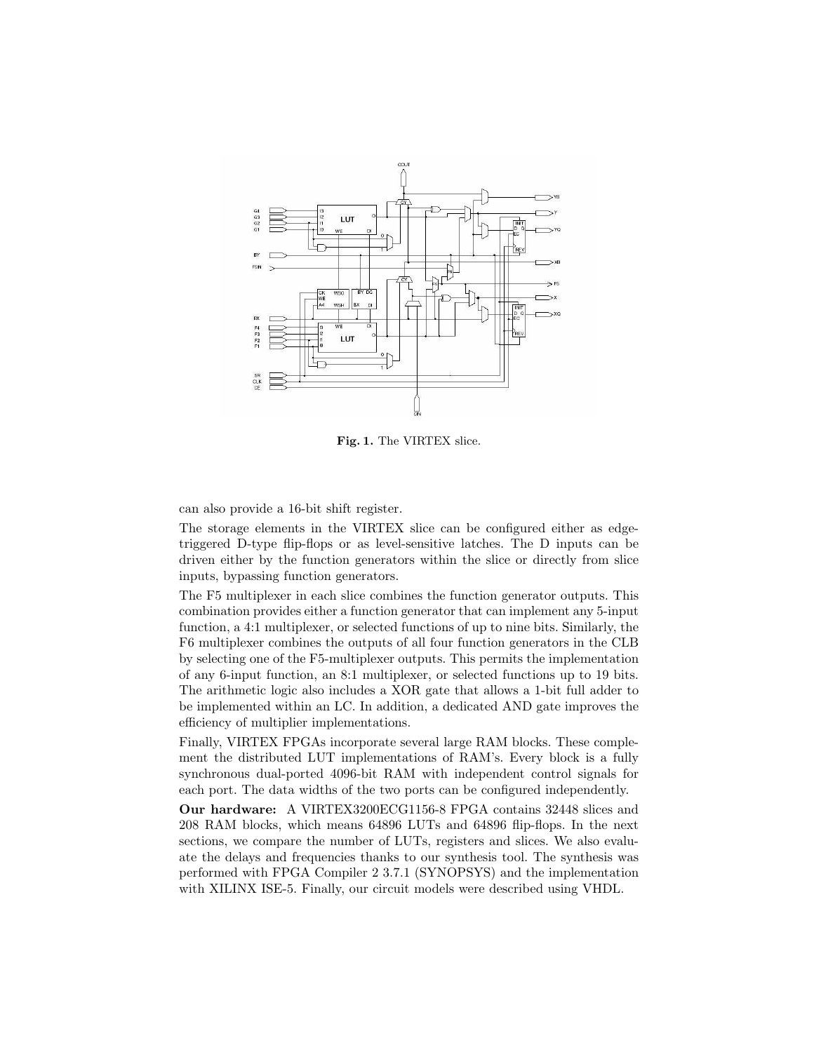Fig. 1. The VIRTEX slice.

can also provide a 16-bit shift register.

The storage elements in the VIRTEX slice can be configured either as edge-triggered D-type flip-flops or as level-sensitive latches. The D inputs can be driven either by the function generators within the slice or directly from slice inputs, bypassing function generators.

The F5 multiplexer in each slice combines the function generator outputs. This combination provides either a function generator that can implement any 5-input function, a 4:1 multiplexer, or selected functions of up to nine bits. Similarly, the F6 multiplexer combines the outputs of all four function generators in the CLB by selecting one of the F5-multiplexer outputs. This permits the implementation of any 6-input function, an 8:1 multiplexer, or selected functions up to 19 bits. The arithmetic logic also includes a XOR gate that allows a 1-bit full adder to be implemented within an LC. In addition, a dedicated AND gate improves the efficiency of multiplier implementations.

Finally, VIRTEX FPGAs incorporate several large RAM blocks. These complement the distributed LUT implementations of RAM's. Every block is a fully synchronous dual-ported 4096-bit RAM with independent control signals for each port. The data widths of the two ports can be configured independently.

**Our hardware:** A VIRTEX3200ECG1156-8 FPGA contains 32448 slices and 208 RAM blocks, which means 64896 LUTs and 64896 flip-flops. In the next sections, we compare the number of LUTs, registers and slices. We also evaluate the delays and frequencies thanks to our synthesis tool. The synthesis was performed with FPGA Compiler 2 3.7.1 (SYNOPSYS) and the implementation with XILINX ISE-5. Finally, our circuit models were described using VHDL.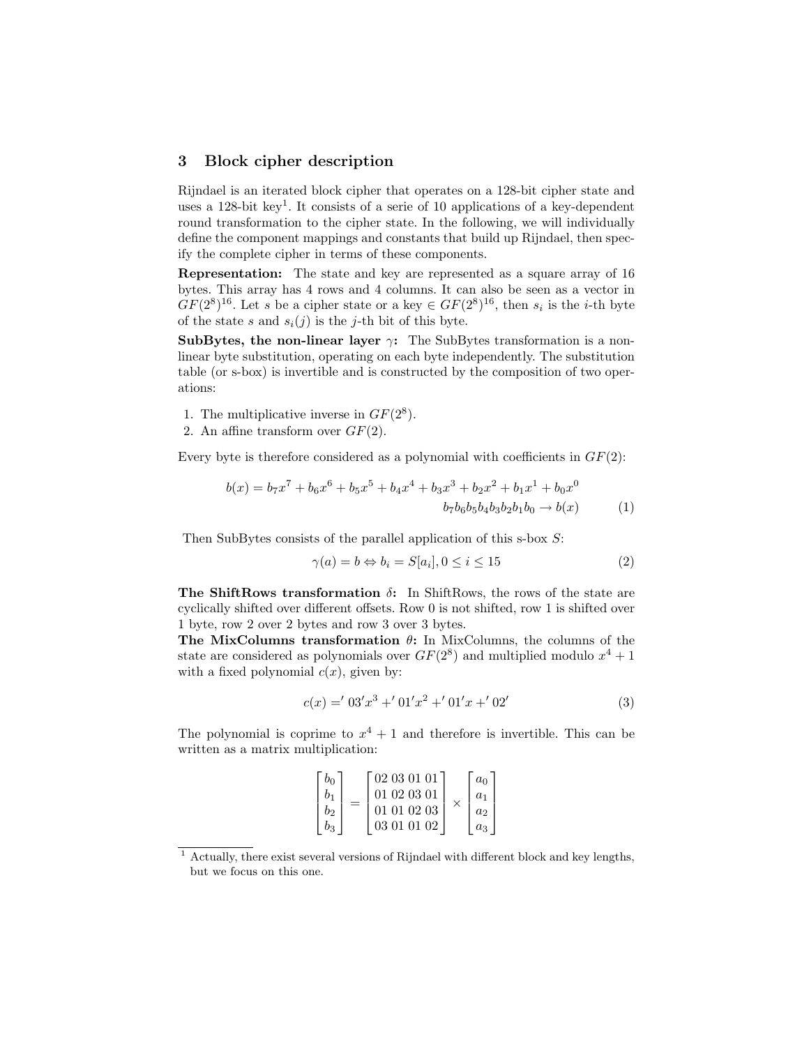## 3 Block cipher description

Rijndael is an iterated block cipher that operates on a 128-bit cipher state and uses a 128-bit key[1]. It consists of a serie of 10 applications of a key-dependent round transformation to the cipher state. In the following, we will individually define the component mappings and constants that build up Rijndael, then specify the complete cipher in terms of these components.

**Representation:** The state and key are represented as a square array of 16 bytes. This array has 4 rows and 4 columns. It can also be seen as a vector in $GF(2^8)^{16}$. Let $s$ be a cipher state or a key $\in GF(2^8)^{16}$, then $s_i$ is the $i$-th byte of the state $s$ and $s_i(j)$ is the $j$-th bit of this byte.

**SubBytes, the non-linear layer $\gamma$:** The SubBytes transformation is a non-linear byte substitution, operating on each byte independently. The substitution table (or s-box) is invertible and is constructed by the composition of two operations:

1. The multiplicative inverse in $GF(2^8)$.
2. An affine transform over $GF(2)$.

Every byte is therefore considered as a polynomial with coefficients in $GF(2)$:

$$b(x) = b_7x^7 + b_6x^6 + b_5x^5 + b_4x^4 + b_3x^3 + b_2x^2 + b_1x^1 + b_0x^0$$
$$b_7b_6b_5b_4b_3b_2b_1b_0 \rightarrow b(x) \qquad (1)$$

Then SubBytes consists of the parallel application of this s-box $S$:

$$\gamma(a) = b \Leftrightarrow b_i = S[a_i], 0 \leq i \leq 15 \qquad (2)$$

**The ShiftRows transformation $\delta$:** In ShiftRows, the rows of the state are cyclically shifted over different offsets. Row 0 is not shifted, row 1 is shifted over 1 byte, row 2 over 2 bytes and row 3 over 3 bytes.

**The MixColumns transformation $\theta$:** In MixColumns, the columns of the state are considered as polynomials over $GF(2^8)$ and multiplied modulo $x^4 + 1$ with a fixed polynomial $c(x)$, given by:

$$c(x) = '03'x^3 + '01'x^2 + '01'x + '02' \qquad (3)$$

The polynomial is coprime to $x^4 + 1$ and therefore is invertible. This can be written as a matrix multiplication:

$$\begin{bmatrix} b_0 \\ b_1 \\ b_2 \\ b_3 \end{bmatrix} = \begin{bmatrix} 02\ 03\ 01\ 01 \\ 01\ 02\ 03\ 01 \\ 01\ 01\ 02\ 03 \\ 03\ 01\ 01\ 02 \end{bmatrix} \times \begin{bmatrix} a_0 \\ a_1 \\ a_2 \\ a_3 \end{bmatrix}$$

[1] Actually, there exist several versions of Rijndael with different block and key lengths, but we focus on this one.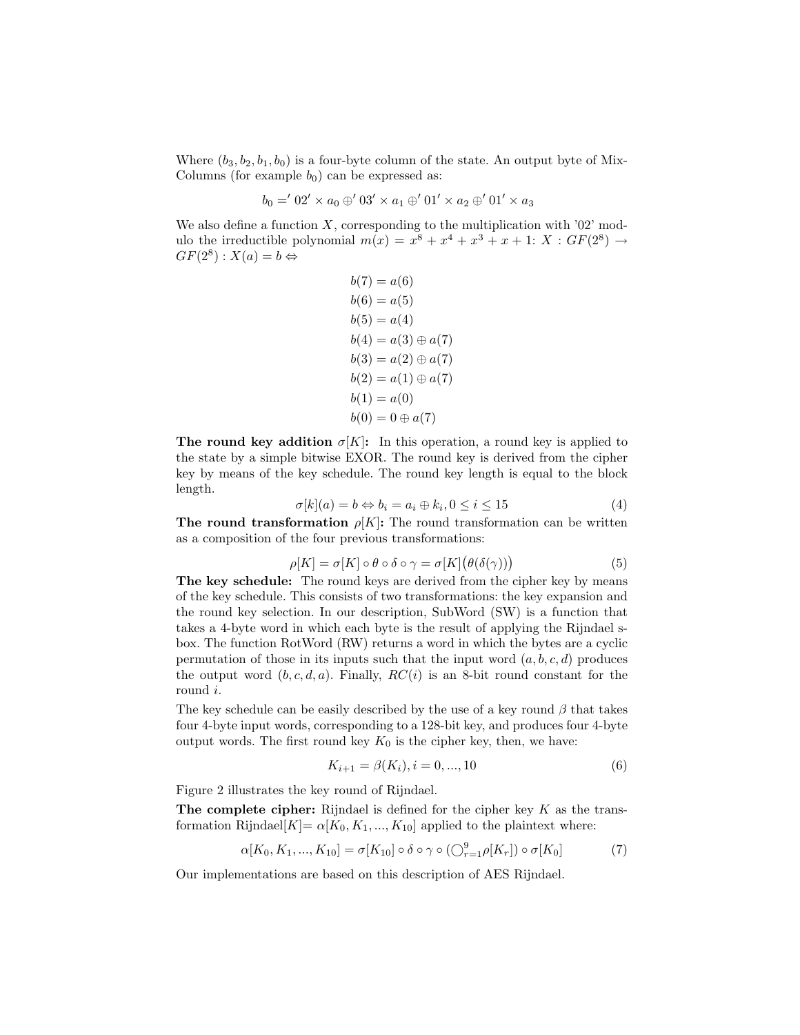Where $(b_3, b_2, b_1, b_0)$ is a four-byte column of the state. An output byte of MixColumns (for example $b_0$) can be expressed as:

$$b_0 =' 02' \times a_0 \oplus' 03' \times a_1 \oplus' 01' \times a_2 \oplus' 01' \times a_3$$

We also define a function $X$, corresponding to the multiplication with '02' modulo the irreducible polynomial $m(x) = x^8 + x^4 + x^3 + x + 1$: $X : GF(2^8) \rightarrow GF(2^8) : X(a) = b \Leftrightarrow$

$$\begin{aligned}
b(7) &= a(6) \\
b(6) &= a(5) \\
b(5) &= a(4) \\
b(4) &= a(3) \oplus a(7) \\
b(3) &= a(2) \oplus a(7) \\
b(2) &= a(1) \oplus a(7) \\
b(1) &= a(0) \\
b(0) &= 0 \oplus a(7)
\end{aligned}$$

**The round key addition $\sigma[K]$:** In this operation, a round key is applied to the state by a simple bitwise EXOR. The round key is derived from the cipher key by means of the key schedule. The round key length is equal to the block length.

$$\sigma[k](a) = b \Leftrightarrow b_i = a_i \oplus k_i, 0 \leq i \leq 15 \tag{4}$$

**The round transformation $\rho[K]$:** The round transformation can be written as a composition of the four previous transformations:

$$\rho[K] = \sigma[K] \circ \theta \circ \delta \circ \gamma = \sigma[K]\big(\theta(\delta(\gamma))\big) \tag{5}$$

**The key schedule:** The round keys are derived from the cipher key by means of the key schedule. This consists of two transformations: the key expansion and the round key selection. In our description, SubWord (SW) is a function that takes a 4-byte word in which each byte is the result of applying the Rijndael s-box. The function RotWord (RW) returns a word in which the bytes are a cyclic permutation of those in its inputs such that the input word $(a, b, c, d)$ produces the output word $(b, c, d, a)$. Finally, $RC(i)$ is an 8-bit round constant for the round $i$.

The key schedule can be easily described by the use of a key round $\beta$ that takes four 4-byte input words, corresponding to a 128-bit key, and produces four 4-byte output words. The first round key $K_0$ is the cipher key, then, we have:

$$K_{i+1} = \beta(K_i), i = 0, ..., 10 \tag{6}$$

Figure 2 illustrates the key round of Rijndael.

**The complete cipher:** Rijndael is defined for the cipher key $K$ as the transformation Rijndael$[K]$= $\alpha[K_0, K_1, ..., K_{10}]$ applied to the plaintext where:

$$\alpha[K_0, K_1, ..., K_{10}] = \sigma[K_{10}] \circ \delta \circ \gamma \circ (\bigcirc_{r=1}^{9} \rho[K_r]) \circ \sigma[K_0] \tag{7}$$

Our implementations are based on this description of AES Rijndael.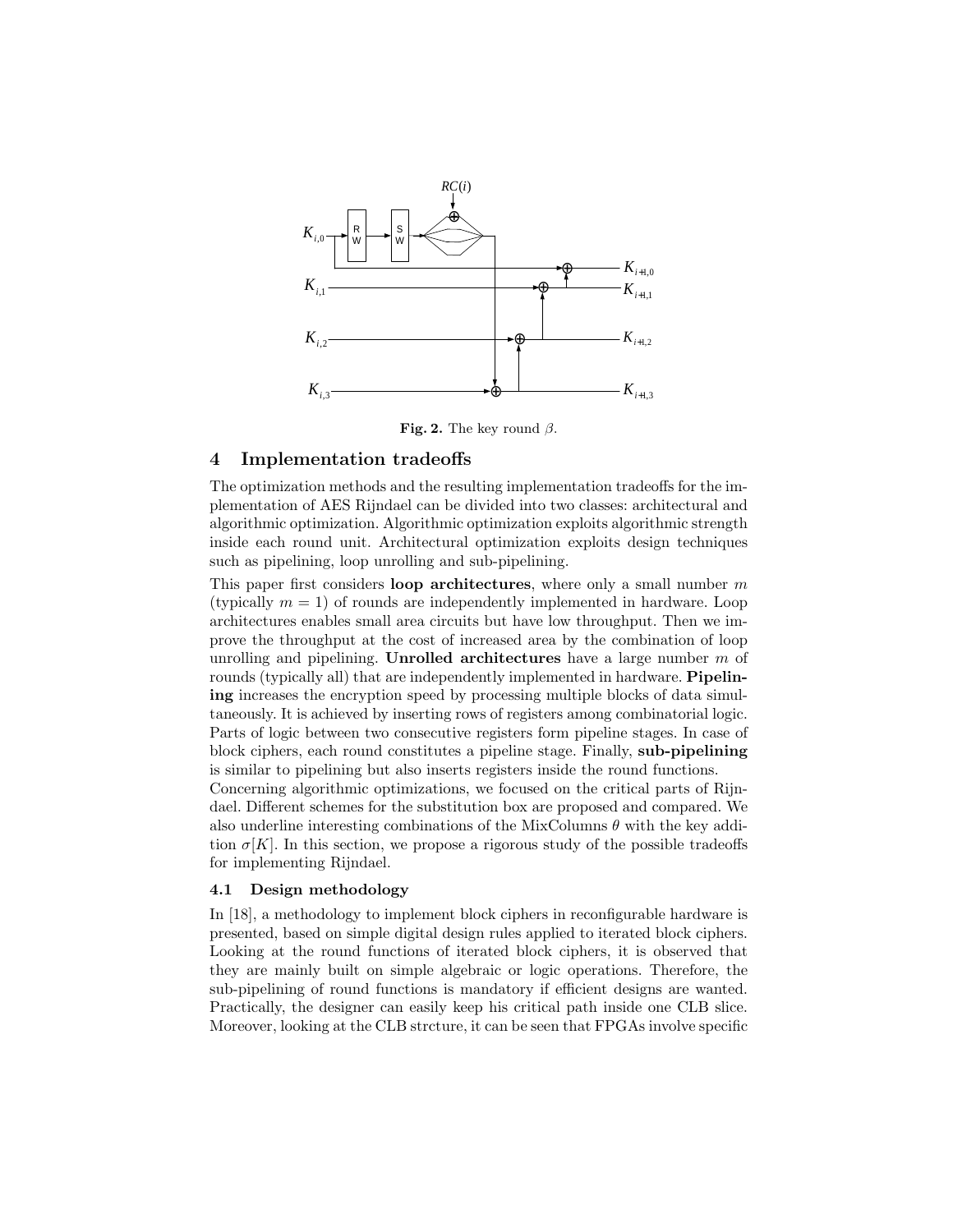$RC(i)$

R W

S W

$K_{i,0}$

$K_{i,1}$

$K_{i,2}$

$K_{i,3}$

$K_{i+1,0}$

$K_{i+1,1}$

$K_{i+1,2}$

$K_{i+1,3}$

**Fig. 2.** The key round $\beta$.

## 4 Implementation tradeoffs

The optimization methods and the resulting implementation tradeoffs for the implementation of AES Rijndael can be divided into two classes: architectural and algorithmic optimization. Algorithmic optimization exploits algorithmic strength inside each round unit. Architectural optimization exploits design techniques such as pipelining, loop unrolling and sub-pipelining.

This paper first considers **loop architectures**, where only a small number $m$ (typically $m = 1$) of rounds are independently implemented in hardware. Loop architectures enables small area circuits but have low throughput. Then we improve the throughput at the cost of increased area by the combination of loop unrolling and pipelining. **Unrolled architectures** have a large number $m$ of rounds (typically all) that are independently implemented in hardware. **Pipelining** increases the encryption speed by processing multiple blocks of data simultaneously. It is achieved by inserting rows of registers among combinatorial logic. Parts of logic between two consecutive registers form pipeline stages. In case of block ciphers, each round constitutes a pipeline stage. Finally, **sub-pipelining** is similar to pipelining but also inserts registers inside the round functions.

Concerning algorithmic optimizations, we focused on the critical parts of Rijndael. Different schemes for the substitution box are proposed and compared. We also underline interesting combinations of the MixColumns $\theta$ with the key addition $\sigma[K]$. In this section, we propose a rigorous study of the possible tradeoffs for implementing Rijndael.

### 4.1 Design methodology

In [18], a methodology to implement block ciphers in reconfigurable hardware is presented, based on simple digital design rules applied to iterated block ciphers. Looking at the round functions of iterated block ciphers, it is observed that they are mainly built on simple algebraic or logic operations. Therefore, the sub-pipelining of round functions is mandatory if efficient designs are wanted. Practically, the designer can easily keep his critical path inside one CLB slice. Moreover, looking at the CLB strcture, it can be seen that FPGAs involve specific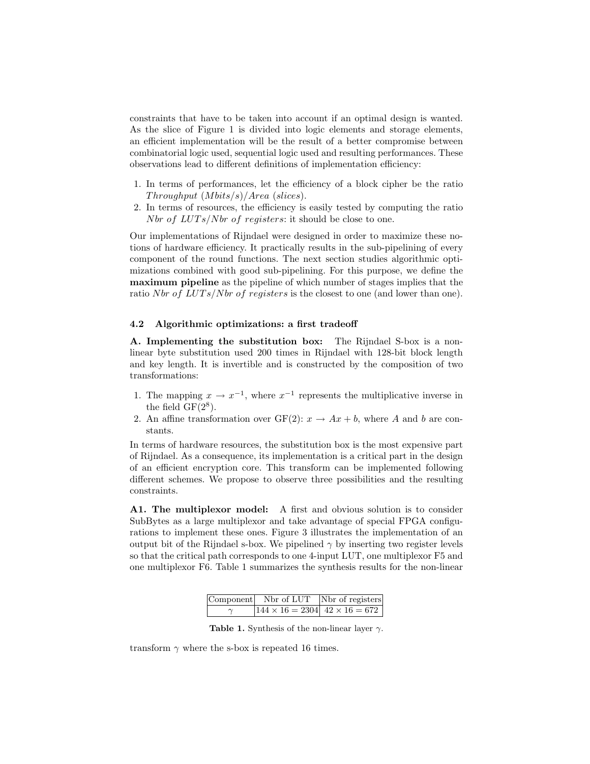constraints that have to be taken into account if an optimal design is wanted. As the slice of Figure 1 is divided into logic elements and storage elements, an efficient implementation will be the result of a better compromise between combinatorial logic used, sequential logic used and resulting performances. These observations lead to different definitions of implementation efficiency:

1. In terms of performances, let the efficiency of a block cipher be the ratio *Throughput (Mbits/s)/Area (slices)*.
2. In terms of resources, the efficiency is easily tested by computing the ratio *Nbr of LUTs/Nbr of registers*: it should be close to one.

Our implementations of Rijndael were designed in order to maximize these notions of hardware efficiency. It practically results in the sub-pipelining of every component of the round functions. The next section studies algorithmic optimizations combined with good sub-pipelining. For this purpose, we define the **maximum pipeline** as the pipeline of which number of stages implies that the ratio *Nbr of LUTs/Nbr of registers* is the closest to one (and lower than one).

### 4.2 Algorithmic optimizations: a first tradeoff

**A. Implementing the substitution box:** The Rijndael S-box is a non-linear byte substitution used 200 times in Rijndael with 128-bit block length and key length. It is invertible and is constructed by the composition of two transformations:

1. The mapping $x \rightarrow x^{-1}$, where $x^{-1}$ represents the multiplicative inverse in the field $\mathrm{GF}(2^8)$.
2. An affine transformation over GF(2): $x \rightarrow Ax + b$, where $A$ and $b$ are constants.

In terms of hardware resources, the substitution box is the most expensive part of Rijndael. As a consequence, its implementation is a critical part in the design of an efficient encryption core. This transform can be implemented following different schemes. We propose to observe three possibilities and the resulting constraints.

**A1. The multiplexor model:** A first and obvious solution is to consider SubBytes as a large multiplexor and take advantage of special FPGA configurations to implement these ones. Figure 3 illustrates the implementation of an output bit of the Rijndael s-box. We pipelined $\gamma$ by inserting two register levels so that the critical path corresponds to one 4-input LUT, one multiplexor F5 and one multiplexor F6. Table 1 summarizes the synthesis results for the non-linear transform $\gamma$ where the s-box is repeated 16 times.

| Component | Nbr of LUT | Nbr of registers |
|---|---|---|
| $\gamma$ | $144 \times 16 = 2304$ | $42 \times 16 = 672$ |

**Table 1.** Synthesis of the non-linear layer $\gamma$.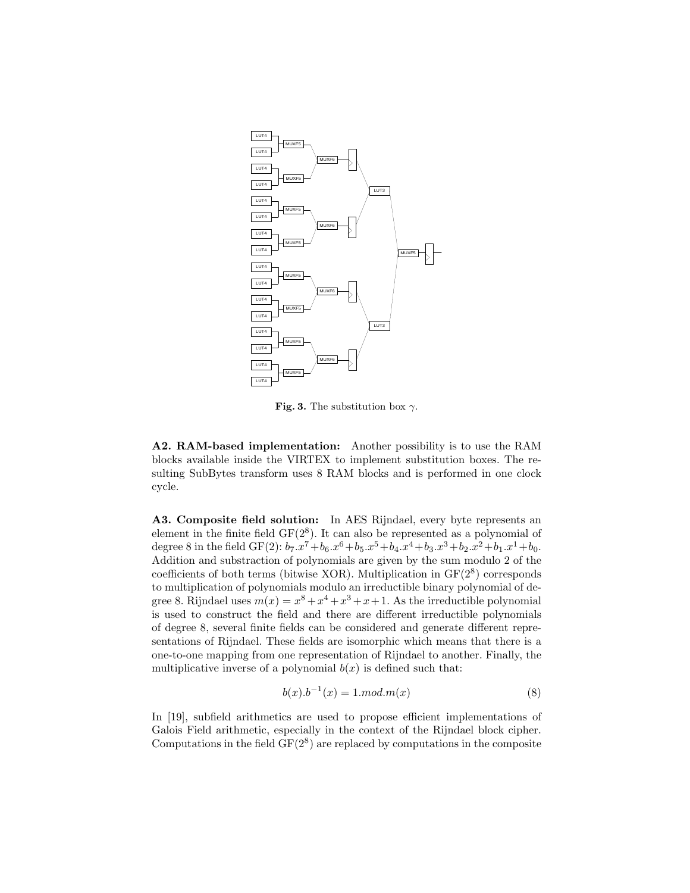**Fig. 3.** The substitution box $\gamma$.

**A2. RAM-based implementation:** Another possibility is to use the RAM blocks available inside the VIRTEX to implement substitution boxes. The resulting SubBytes transform uses 8 RAM blocks and is performed in one clock cycle.

**A3. Composite field solution:** In AES Rijndael, every byte represents an element in the finite field GF($2^8$). It can also be represented as a polynomial of degree 8 in the field GF(2): $b_7.x^7+b_6.x^6+b_5.x^5+b_4.x^4+b_3.x^3+b_2.x^2+b_1.x^1+b_0$. Addition and substraction of polynomials are given by the sum modulo 2 of the coefficients of both terms (bitwise XOR). Multiplication in GF($2^8$) corresponds to multiplication of polynomials modulo an irreducible binary polynomial of degree 8. Rijndael uses $m(x) = x^8+x^4+x^3+x+1$. As the irreductible polynomial is used to construct the field and there are different irreducible polynomials of degree 8, several finite fields can be considered and generate different representations of Rijndael. These fields are isomorphic which means that there is a one-to-one mapping from one representation of Rijndael to another. Finally, the multiplicative inverse of a polynomial $b(x)$ is defined such that:

$$b(x).b^{-1}(x) = 1.mod.m(x) \tag{8}$$

In [19], subfield arithmetics are used to propose efficient implementations of Galois Field arithmetic, especially in the context of the Rijndael block cipher. Computations in the field GF($2^8$) are replaced by computations in the composite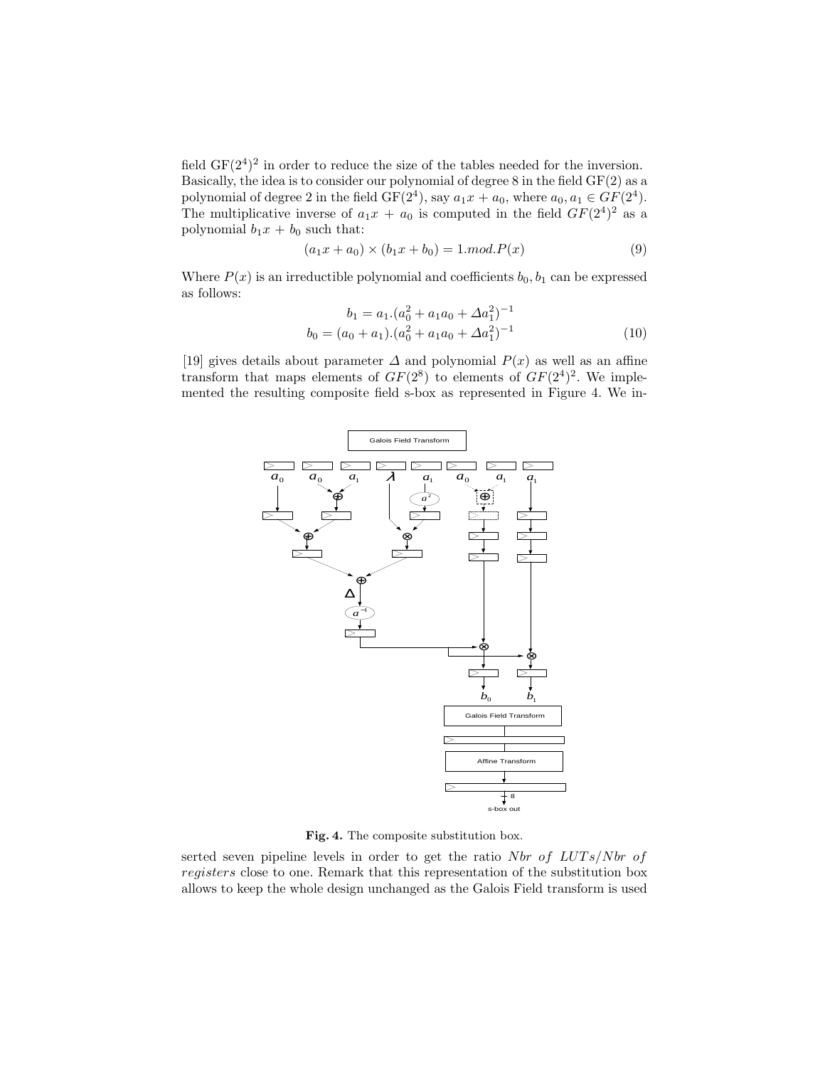field $\text{GF}(2^4)^2$ in order to reduce the size of the tables needed for the inversion. Basically, the idea is to consider our polynomial of degree 8 in the field GF(2) as a polynomial of degree 2 in the field $\text{GF}(2^4)$, say $a_1x + a_0$, where $a_0, a_1 \in GF(2^4)$. The multiplicative inverse of $a_1x + a_0$ is computed in the field $GF(2^4)^2$ as a polynomial $b_1x + b_0$ such that:

$$(a_1x + a_0) \times (b_1x + b_0) = 1.mod.P(x) \tag{9}$$

Where $P(x)$ is an irreductible polynomial and coefficients $b_0, b_1$ can be expressed as follows:

$$\begin{aligned} b_1 &= a_1.(a_0^2 + a_1a_0 + \Delta a_1^2)^{-1} \\ b_0 &= (a_0 + a_1).(a_0^2 + a_1a_0 + \Delta a_1^2)^{-1} \end{aligned} \tag{10}$$

[19] gives details about parameter $\Delta$ and polynomial $P(x)$ as well as an affine transform that maps elements of $GF(2^8)$ to elements of $GF(2^4)^2$. We implemented the resulting composite field s-box as represented in Figure 4. We inserted seven pipeline levels in order to get the ratio *Nbr of LUTs/Nbr of registers* close to one. Remark that this representation of the substitution box allows to keep the whole design unchanged as the Galois Field transform is used

**Fig. 4.** The composite substitution box.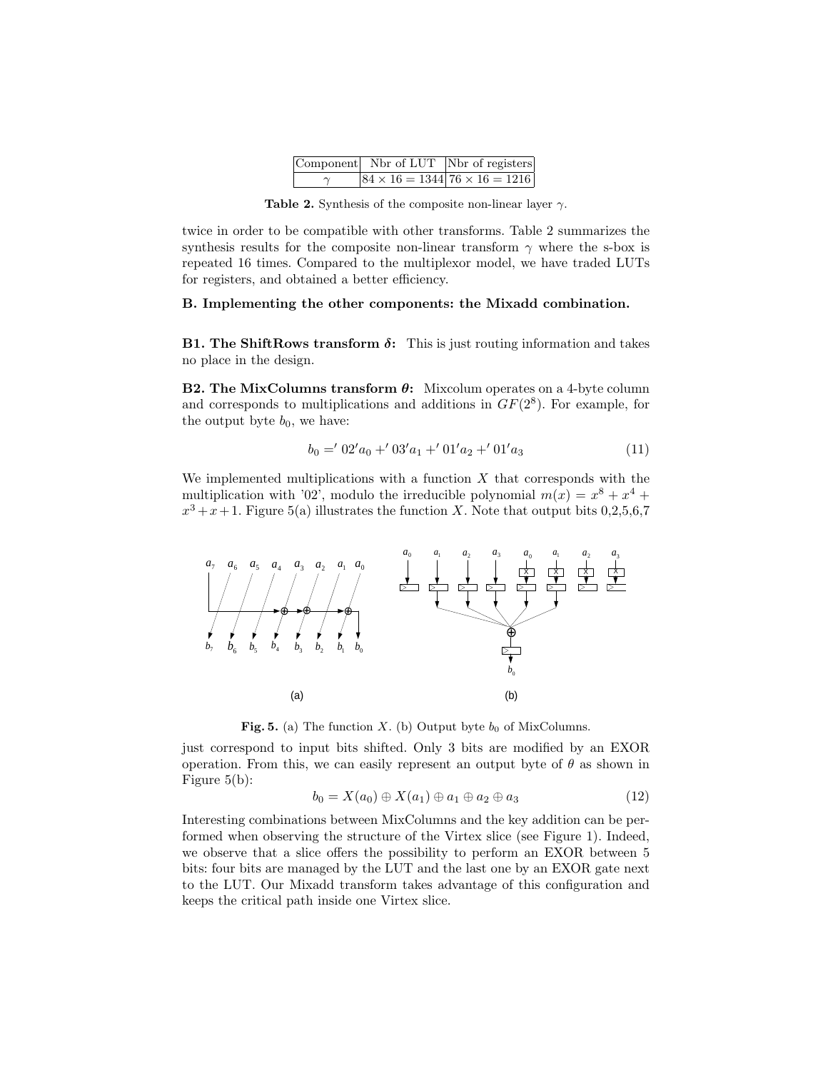| Component | Nbr of LUT | Nbr of registers |
| --- | --- | --- |
| $\gamma$ | $84 \times 16 = 1344$ | $76 \times 16 = 1216$ |

**Table 2.** Synthesis of the composite non-linear layer $\gamma$.

twice in order to be compatible with other transforms. Table 2 summarizes the synthesis results for the composite non-linear transform $\gamma$ where the s-box is repeated 16 times. Compared to the multiplexor model, we have traded LUTs for registers, and obtained a better efficiency.

**B. Implementing the other components: the Mixadd combination.**

**B1. The ShiftRows transform $\delta$:** This is just routing information and takes no place in the design.

**B2. The MixColumns transform $\theta$:** Mixcolum operates on a 4-byte column and corresponds to multiplications and additions in $GF(2^8)$. For example, for the output byte $b_0$, we have:

$$b_0 = '02'a_0 + '03'a_1 + '01'a_2 + '01'a_3 \tag{11}$$

We implemented multiplications with a function $X$ that corresponds with the multiplication with '02', modulo the irreducible polynomial $m(x) = x^8 + x^4 + x^3 + x + 1$. Figure 5(a) illustrates the function $X$. Note that output bits 0,2,5,6,7

**Fig. 5.** (a) The function $X$. (b) Output byte $b_0$ of MixColumns.

just correspond to input bits shifted. Only 3 bits are modified by an EXOR operation. From this, we can easily represent an output byte of $\theta$ as shown in Figure 5(b):

$$b_0 = X(a_0) \oplus X(a_1) \oplus a_1 \oplus a_2 \oplus a_3 \tag{12}$$

Interesting combinations between MixColumns and the key addition can be performed when observing the structure of the Virtex slice (see Figure 1). Indeed, we observe that a slice offers the possibility to perform an EXOR between 5 bits: four bits are managed by the LUT and the last one by an EXOR gate next to the LUT. Our Mixadd transform takes advantage of this configuration and keeps the critical path inside one Virtex slice.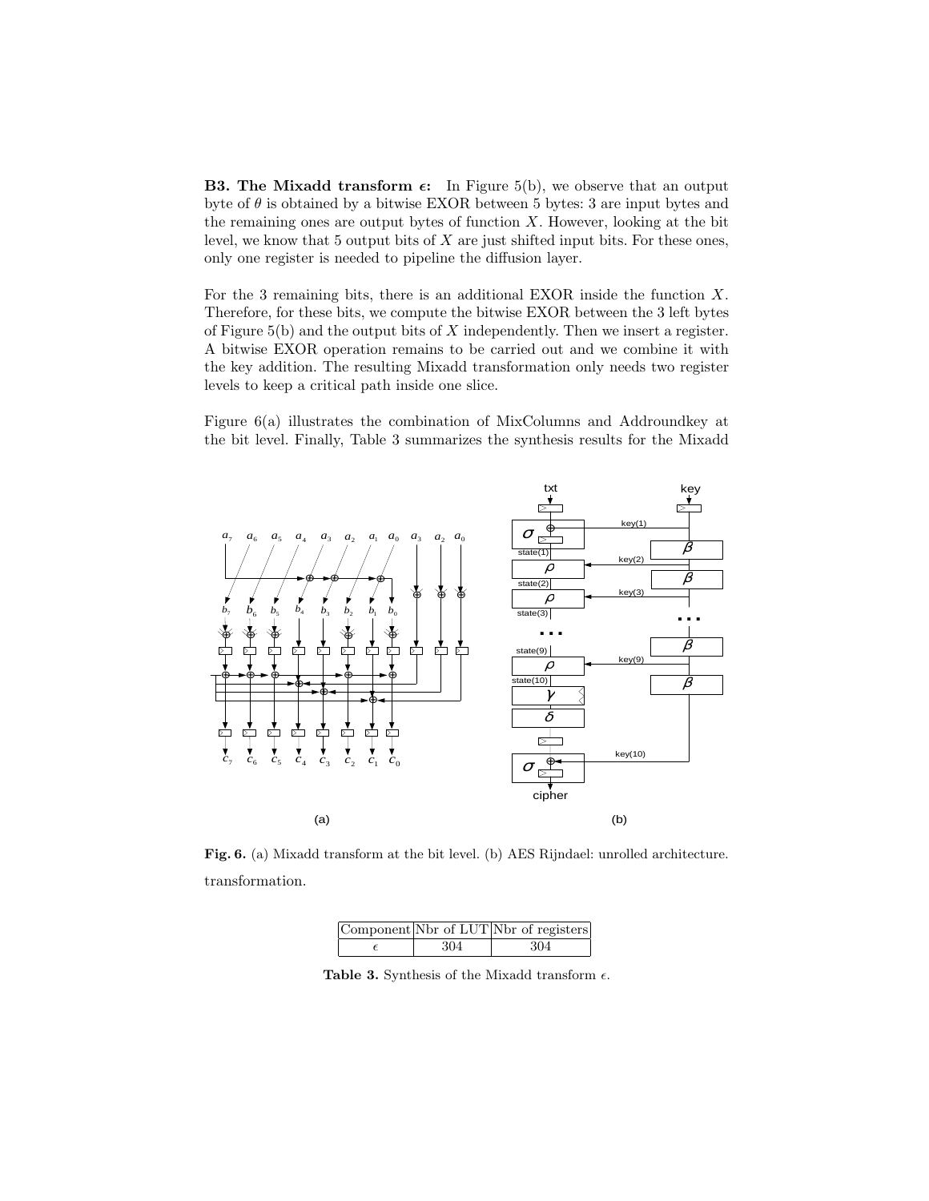**B3. The Mixadd transform $\epsilon$:** In Figure 5(b), we observe that an output byte of $\theta$ is obtained by a bitwise EXOR between 5 bytes: 3 are input bytes and the remaining ones are output bytes of function $X$. However, looking at the bit level, we know that 5 output bits of $X$ are just shifted input bits. For these ones, only one register is needed to pipeline the diffusion layer.

For the 3 remaining bits, there is an additional EXOR inside the function $X$. Therefore, for these bits, we compute the bitwise EXOR between the 3 left bytes of Figure 5(b) and the output bits of $X$ independently. Then we insert a register. A bitwise EXOR operation remains to be carried out and we combine it with the key addition. The resulting Mixadd transformation only needs two register levels to keep a critical path inside one slice.

Figure 6(a) illustrates the combination of MixColumns and Addroundkey at the bit level. Finally, Table 3 summarizes the synthesis results for the Mixadd transformation.

**Fig. 6.** (a) Mixadd transform at the bit level. (b) AES Rijndael: unrolled architecture.

| Component | Nbr of LUT | Nbr of registers |
|---|---|---|
| $\epsilon$ | 304 | 304 |

**Table 3.** Synthesis of the Mixadd transform $\epsilon$.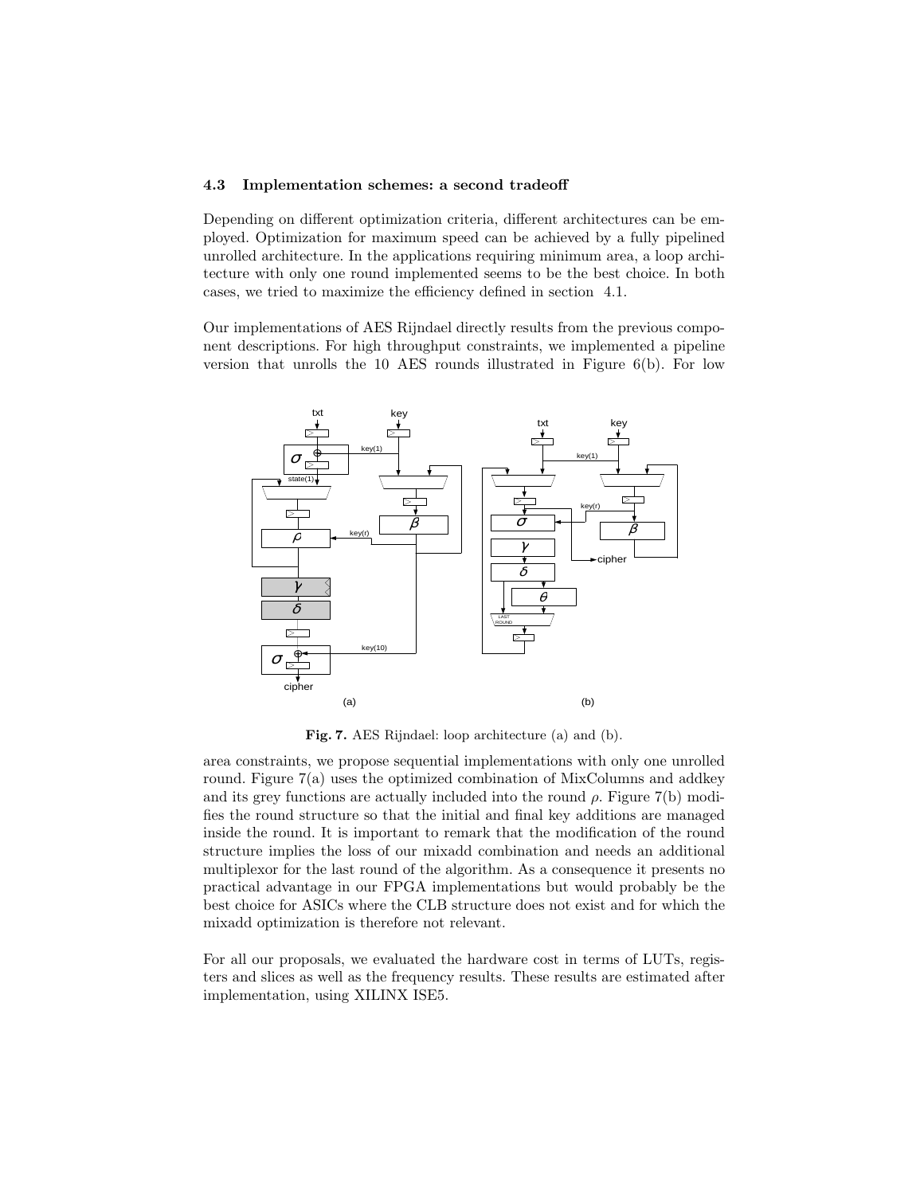### 4.3 Implementation schemes: a second tradeoff

Depending on different optimization criteria, different architectures can be employed. Optimization for maximum speed can be achieved by a fully pipelined unrolled architecture. In the applications requiring minimum area, a loop architecture with only one round implemented seems to be the best choice. In both cases, we tried to maximize the efficiency defined in section 4.1.

Our implementations of AES Rijndael directly results from the previous component descriptions. For high throughput constraints, we implemented a pipeline version that unrolls the 10 AES rounds illustrated in Figure 6(b). For low area constraints, we propose sequential implementations with only one unrolled round. Figure 7(a) uses the optimized combination of MixColumns and addkey and its grey functions are actually included into the round $\rho$. Figure 7(b) modifies the round structure so that the initial and final key additions are managed inside the round. It is important to remark that the modification of the round structure implies the loss of our mixadd combination and needs an additional multiplexor for the last round of the algorithm. As a consequence it presents no practical advantage in our FPGA implementations but would probably be the best choice for ASICs where the CLB structure does not exist and for which the mixadd optimization is therefore not relevant.

**Fig. 7.** AES Rijndael: loop architecture (a) and (b).

For all our proposals, we evaluated the hardware cost in terms of LUTs, registers and slices as well as the frequency results. These results are estimated after implementation, using XILINX ISE5.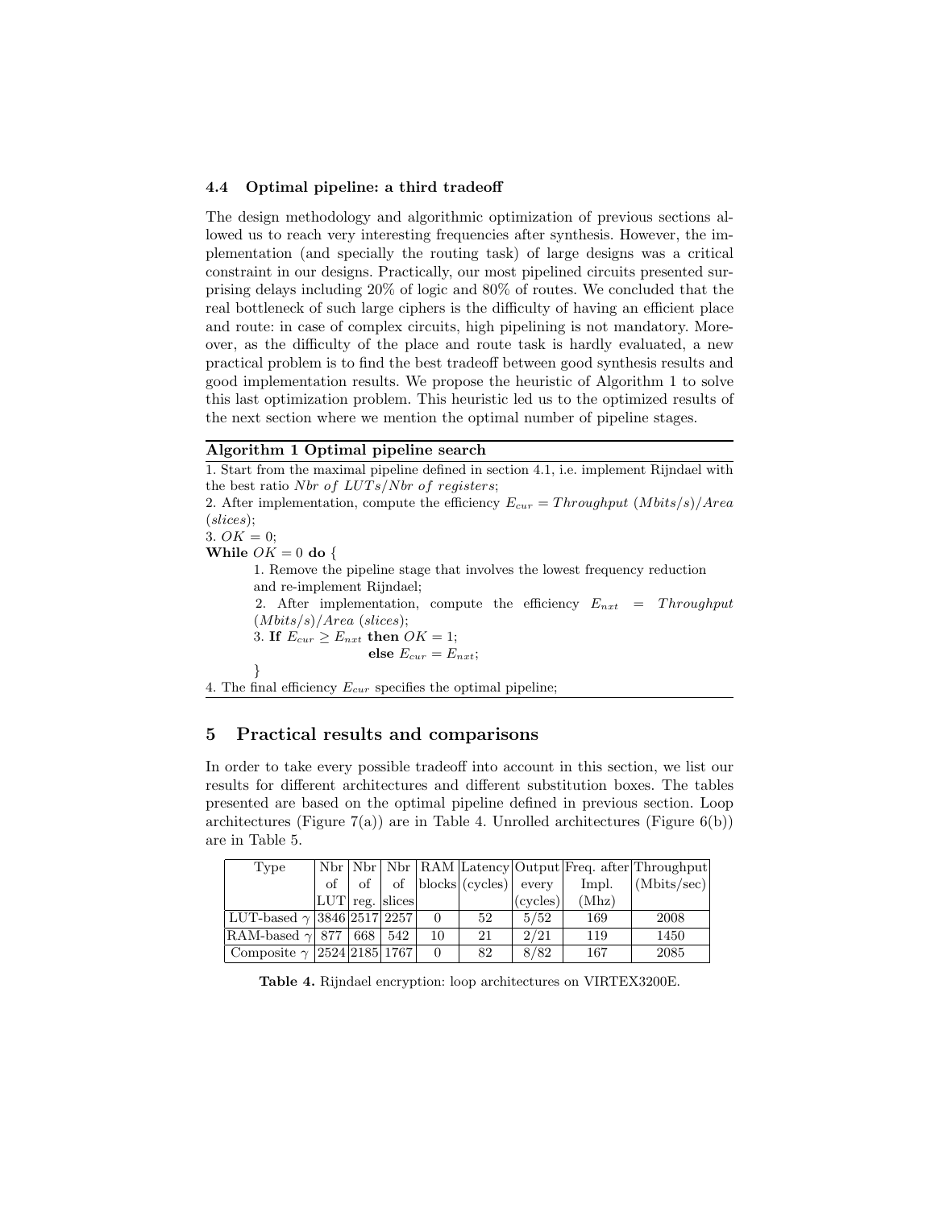### 4.4 Optimal pipeline: a third tradeoff

The design methodology and algorithmic optimization of previous sections allowed us to reach very interesting frequencies after synthesis. However, the implementation (and specially the routing task) of large designs was a critical constraint in our designs. Practically, our most pipelined circuits presented surprising delays including 20% of logic and 80% of routes. We concluded that the real bottleneck of such large ciphers is the difficulty of having an efficient place and route: in case of complex circuits, high pipelining is not mandatory. Moreover, as the difficulty of the place and route task is hardly evaluated, a new practical problem is to find the best tradeoff between good synthesis results and good implementation results. We propose the heuristic of Algorithm 1 to solve this last optimization problem. This heuristic led us to the optimized results of the next section where we mention the optimal number of pipeline stages.

**Algorithm 1 Optimal pipeline search**

1. Start from the maximal pipeline defined in section 4.1, i.e. implement Rijndael with the best ratio *Nbr of LUTs/Nbr of registers*;
2. After implementation, compute the efficiency $E_{cur} = Throughput\ (Mbits/s)/Area\ (slices)$;
3. $OK = 0$;

**While** $OK = 0$ **do** {

 1. Remove the pipeline stage that involves the lowest frequency reduction and re-implement Rijndael;
 2. After implementation, compute the efficiency $E_{nxt} = Throughput\ (Mbits/s)/Area\ (slices)$;
 3. **If** $E_{cur} \geq E_{nxt}$ **then** $OK = 1$;
   **else** $E_{cur} = E_{nxt}$;

}

4. The final efficiency $E_{cur}$ specifies the optimal pipeline;

## 5 Practical results and comparisons

In order to take every possible tradeoff into account in this section, we list our results for different architectures and different substitution boxes. The tables presented are based on the optimal pipeline defined in previous section. Loop architectures (Figure 7(a)) are in Table 4. Unrolled architectures (Figure 6(b)) are in Table 5.

| Type | Nbr of LUT | Nbr of reg. | Nbr of slices | RAM blocks | Latency (cycles) | Output every (cycles) | Freq. after Impl. (Mhz) | Throughput (Mbits/sec) |
|---|---|---|---|---|---|---|---|---|
| LUT-based $\gamma$ | 3846 | 2517 | 2257 | 0 | 52 | 5/52 | 169 | 2008 |
| RAM-based $\gamma$ | 877 | 668 | 542 | 10 | 21 | 2/21 | 119 | 1450 |
| Composite $\gamma$ | 2524 | 2185 | 1767 | 0 | 82 | 8/82 | 167 | 2085 |

**Table 4.** Rijndael encryption: loop architectures on VIRTEX3200E.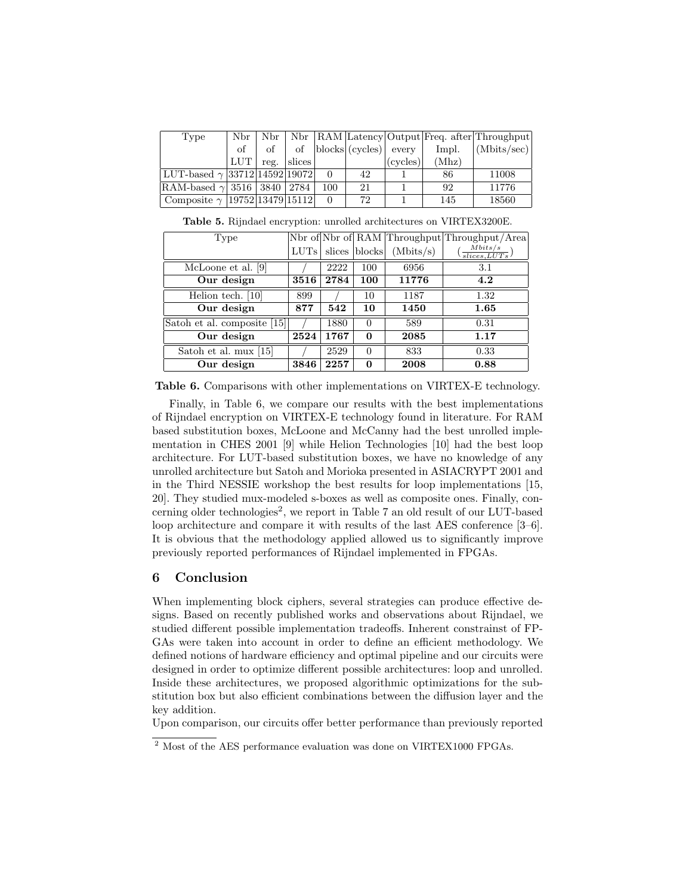| Type | Nbr of LUT | Nbr of reg. | Nbr of slices | RAM blocks | Latency (cycles) | Output every (cycles) | Freq. after Impl. (Mhz) | Throughput (Mbits/sec) |
|---|---|---|---|---|---|---|---|---|
| LUT-based $\gamma$ | 33712 | 14592 | 19072 | 0 | 42 | 1 | 86 | 11008 |
| RAM-based $\gamma$ | 3516 | 3840 | 2784 | 100 | 21 | 1 | 92 | 11776 |
| Composite $\gamma$ | 19752 | 13479 | 15112 | 0 | 72 | 1 | 145 | 18560 |

**Table 5.** Rijndael encryption: unrolled architectures on VIRTEX3200E.

| Type | Nbr of LUTs | Nbr of slices | RAM blocks | Throughput (Mbits/s) | Throughput/Area $(\frac{Mbits/s}{slices,LUTs})$ |
|---|---|---|---|---|---|
| McLoone et al. [9] | / | 2222 | 100 | 6956 | 3.1 |
| **Our design** | **3516** | **2784** | **100** | **11776** | **4.2** |
| Helion tech. [10] | 899 | / | 10 | 1187 | 1.32 |
| **Our design** | **877** | **542** | **10** | **1450** | **1.65** |
| Satoh et al. composite [15] | / | 1880 | 0 | 589 | 0.31 |
| **Our design** | **2524** | **1767** | **0** | **2085** | **1.17** |
| Satoh et al. mux [15] | / | 2529 | 0 | 833 | 0.33 |
| **Our design** | **3846** | **2257** | **0** | **2008** | **0.88** |

**Table 6.** Comparisons with other implementations on VIRTEX-E technology.

Finally, in Table 6, we compare our results with the best implementations of Rijndael encryption on VIRTEX-E technology found in literature. For RAM based substitution boxes, McLoone and McCanny had the best unrolled implementation in CHES 2001 [9] while Helion Technologies [10] had the best loop architecture. For LUT-based substitution boxes, we have no knowledge of any unrolled architecture but Satoh and Morioka presented in ASIACRYPT 2001 and in the Third NESSIE workshop the best results for loop implementations [15, 20]. They studied mux-modeled s-boxes as well as composite ones. Finally, concerning older technologies[2], we report in Table 7 an old result of our LUT-based loop architecture and compare it with results of the last AES conference [3–6]. It is obvious that the methodology applied allowed us to significantly improve previously reported performances of Rijndael implemented in FPGAs.

## 6 Conclusion

When implementing block ciphers, several strategies can produce effective designs. Based on recently published works and observations about Rijndael, we studied different possible implementation tradeoffs. Inherent constrainst of FPGAs were taken into account in order to define an efficient methodology. We defined notions of hardware efficiency and optimal pipeline and our circuits were designed in order to optimize different possible architectures: loop and unrolled. Inside these architectures, we proposed algorithmic optimizations for the substitution box but also efficient combinations between the diffusion layer and the key addition.

Upon comparison, our circuits offer better performance than previously reported

[2] Most of the AES performance evaluation was done on VIRTEX1000 FPGAs.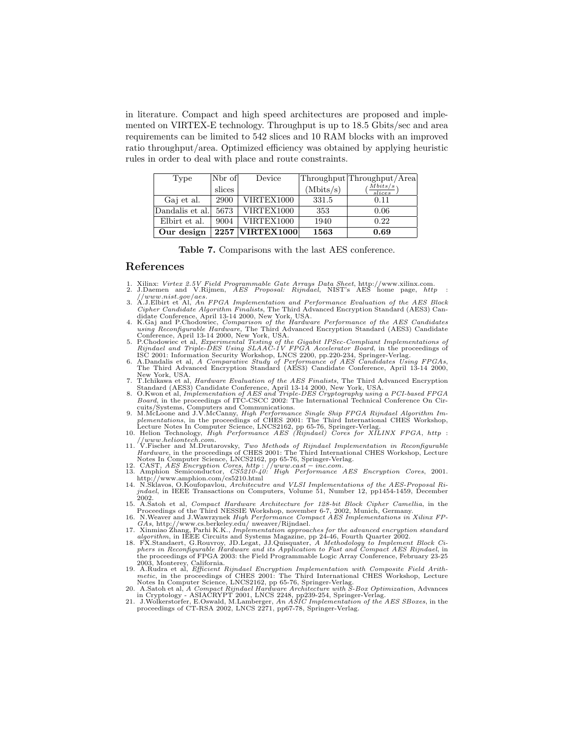in literature. Compact and high speed architectures are proposed and implemented on VIRTEX-E technology. Throughput is up to 18.5 Gbits/sec and area requirements can be limited to 542 slices and 10 RAM blocks with an improved ratio throughput/area. Optimized efficiency was obtained by applying heuristic rules in order to deal with place and route constraints.

| Type | Nbr of slices | Device | Throughput (Mbits/s) | Throughput/Area ($\frac{Mbits/s}{slices}$) |
|---|---|---|---|---|
| Gaj et al. | 2900 | VIRTEX1000 | 331.5 | 0.11 |
| Dandalis et al. | 5673 | VIRTEX1000 | 353 | 0.06 |
| Elbirt et al. | 9004 | VIRTEX1000 | 1940 | 0.22 |
| **Our design** | **2257** | **VIRTEX1000** | **1563** | **0.69** |

**Table 7.** Comparisons with the last AES conference.

## References

1. Xilinx: *Virtex 2.5V Field Programmable Gate Arrays Data Sheet*, http://www.xilinx.com.
2. J.Daemen and V.Rijmen, *AES Proposal: Rijndael*, NIST's AES home page, *http : //www.nist.gov/aes*.
3. A.J.Elbirt et Al, *An FPGA Implementation and Performance Evaluation of the AES Block Cipher Candidate Algorithm Finalists*, The Third Advanced Encryption Standard (AES3) Candidate Conference, April 13-14 2000, New York, USA.
4. K.Gaj and P.Chodowiec, *Comparison of the Hardware Performance of the AES Candidates using Reconfigurable Hardware*, The Third Advanced Encryption Standard (AES3) Candidate Conference, April 13-14 2000, New York, USA.
5. P.Chodowiec et al, *Experimental Testing of the Gigabit IPSec-Compliant Implementations of Rijndael and Triple-DES Using SLAAC-1V FPGA Accelerator Board*, in the proceedings of ISC 2001: Information Security Workshop, LNCS 2200, pp.220-234, Springer-Verlag.
6. A.Dandalis et al, *A Comparative Study of Performance of AES Candidates Using FPGAs*, The Third Advanced Encryption Standard (AES3) Candidate Conference, April 13-14 2000, New York, USA.
7. T.Ichikawa et al, *Hardware Evaluation of the AES Finalists*, The Third Advanced Encryption Standard (AES3) Candidate Conference, April 13-14 2000, New York, USA.
8. O.Kwon et al, *Implementation of AES and Triple-DES Cryptography using a PCI-based FPGA Board*, in the proceedings of ITC-CSCC 2002: The International Technical Conference On Circuits/Systems, Computers and Communications.
9. M.McLoone and J.V.McCanny, *High Performance Single Ship FPGA Rijndael Algorithm Implementations*, in the proceedings of CHES 2001: The Third International CHES Workshop, Lecture Notes In Computer Science, LNCS2162, pp 65-76, Springer-Verlag.
10. Helion Technology, *High Performance AES (Rijndael) Cores for XILINX FPGA*, *http : //www.heliontech.com*.
11. V.Fischer and M.Drutarovsky, *Two Methods of Rijndael Implementation in Reconfigurable Hardware*, in the proceedings of CHES 2001: The Third International CHES Workshop, Lecture Notes In Computer Science, LNCS2162, pp 65-76, Springer-Verlag.
12. CAST, *AES Encryption Cores*, *http : //www.cast − inc.com*.
13. Amphion Semiconductor, *CS5210-40: High Performance AES Encryption Cores*, 2001. http://www.amphion.com/cs5210.html
14. N.Sklavos, O.Koufopavlou, *Architecutre and VLSI Implementations of the AES-Proposal Rijndael*, in IEEE Transactions on Computers, Volume 51, Number 12, pp1454-1459, December 2002.
15. A.Satoh et al, *Compact Hardware Architecture for 128-bit Block Cipher Camellia*, in the Proceedings of the Third NESSIE Workshop, november 6-7, 2002, Munich, Germany.
16. N.Weaver and J.Wawrzynek *High Performance Compact AES Implementations in Xilinx FPGAs*, http://www.cs.berkeley.edu/ nweaver/Rijndael.
17. Xinmiao Zhang, Parhi K.K., *Implementation approaches for the advanced encryption standard algorithm*, in IEEE Circuits and Systems Magazine, pp 24-46, Fourth Quarter 2002.
18. FX.Standaert, G.Rouvroy, JD.Legat, JJ.Quisquater, *A Methodology to Implement Block Ciphers in Reconfigurable Hardware and its Application to Fast and Compact AES Rijndael*, in the proceedings of FPGA 2003: the Field Programmable Logic Array Conference, February 23-25 2003, Monterey, California.
19. A.Rudra et al, *Efficient Rijndael Encryption Implementation with Composite Field Arithmetic*, in the proceedings of CHES 2001: The Third International CHES Workshop, Lecture Notes In Computer Science, LNCS2162, pp 65-76, Springer-Verlag.
20. A.Satoh et al, *A Compact Rijndael Hardware Architecture with S-Box Optimization*, Advances in Cryptology - ASIACRYPT 2001, LNCS 2248, pp239-254, Springer-Verlag.
21. J.Wolkerstorfer, E.Oswald, M.Lamberger, *An ASIC Implementation of the AES SBoxes*, in the proceedings of CT-RSA 2002, LNCS 2271, pp67-78, Springer-Verlag.